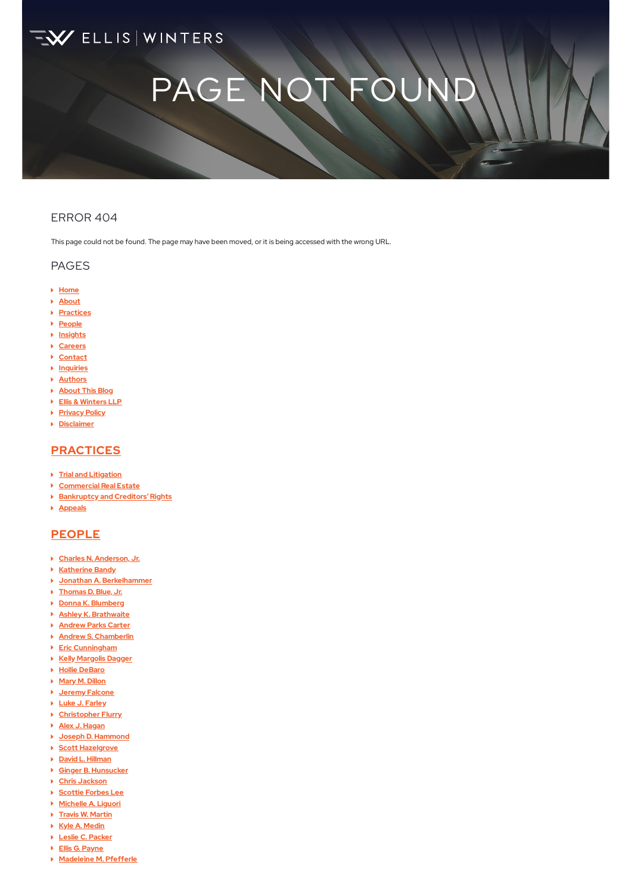ELLIS | WINTERS

# PAGE NOT FOUND

## ERROR 404

This page could not be found. The page may have been moved, or it is being accessed with the wrong URL.

## PAGES

- Home
- About
- Practices
- People
- Insights
- Careers
- Contact
- Inquiries
- Authors
- About This Blog
- Ellis & Winters LLP
- Privacy Policy
- Disclaimer

## PRACTICES

- Trial and Litigation
- Commercial Real Estate
- Bankruptcy and Creditors' Rights
- Appeals

## PEOPLE

- Charles N. Anderson, Jr.
- Katherine Bandy
- Jonathan A. Berkelhammer
- Thomas D. Blue, Jr.
- Donna K. Blumberg
- Ashley K. Brathwaite
- Andrew Parks Carter
- Andrew S. Chamberlin
- Eric Cunningham
- Kelly Margolis Dagger
- Hollie DeBaro
- Mary M. Dillon
- Jeremy Falcone
- Luke J. Farley
- Christopher Flurry
- Alex J. Hagan
- Joseph D. Hammond
- Scott Hazelgrove
- David L. Hillman
- Ginger B. Hunsucker
- Chris Jackson
- Scottie Forbes Lee
- Michelle A. Liguori
- Travis W. Martin
- Kyle A. Medin
- Leslie C. Packer
- Ellis G. Payne
- Madeleine M. Pfefferle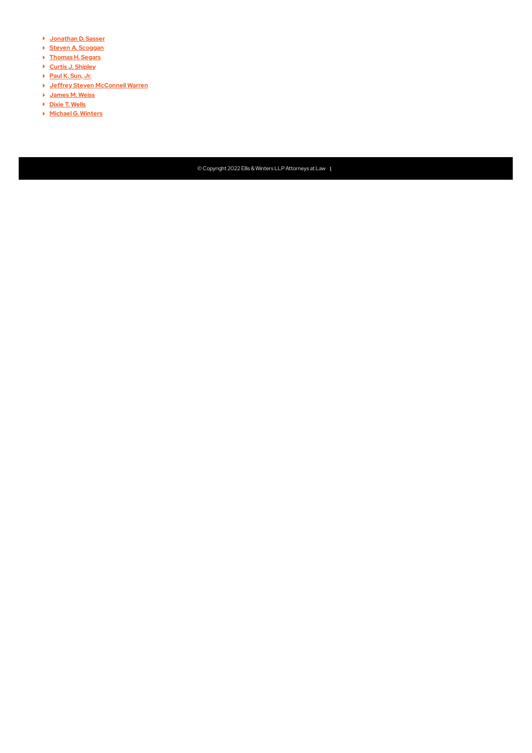- Jonathan D. Sasser
- Steven A. Scoggan
- Thomas H. Segars
- Curtis J. Shipley
- Paul K. Sun, Jr.
- Jeffrey Steven McConnell Warren
- James M. Weiss
- Dixie T. Wells
- Michael G. Winters

© Copyright 2022 Ellis & Winters LLP Attorneys at Law |